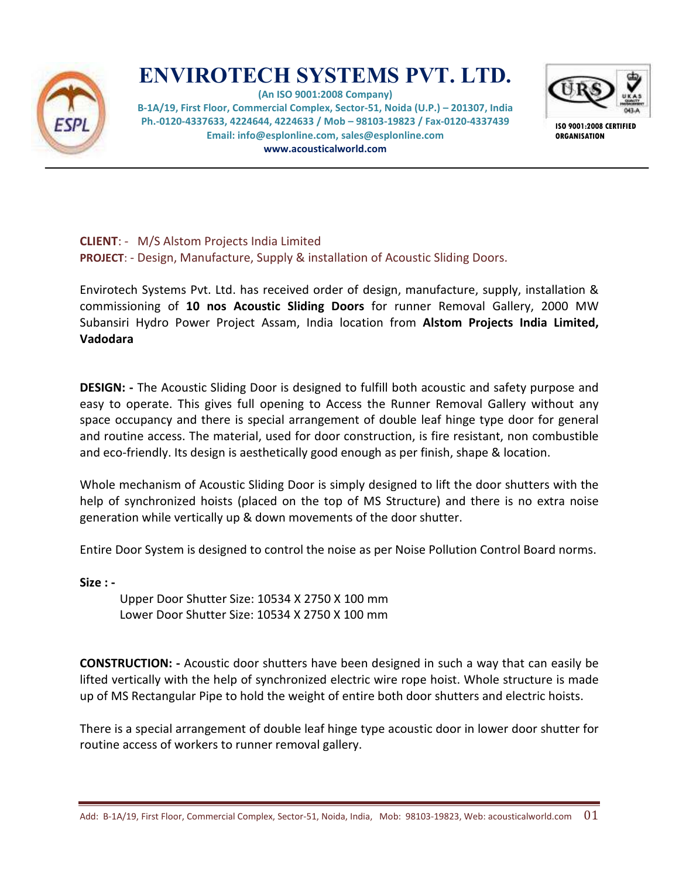# ENVIROTECH SYSTEMS PVT. LTD.

**(An ISO 9001:2008 Company)**
**B-1A/19, First Floor, Commercial Complex, Sector-51, Noida (U.P.) – 201307, India**
**Ph.-0120-4337633, 4224644, 4224633 / Mob – 98103-19823 / Fax-0120-4337439**
**Email: info@esplonline.com, sales@esplonline.com**
**www.acousticalworld.com**

**ISO 9001:2008 CERTIFIED ORGANISATION**

---

**CLIENT**: - M/S Alstom Projects India Limited
**PROJECT**: - Design, Manufacture, Supply & installation of Acoustic Sliding Doors.

Envirotech Systems Pvt. Ltd. has received order of design, manufacture, supply, installation & commissioning of **10 nos Acoustic Sliding Doors** for runner Removal Gallery, 2000 MW Subansiri Hydro Power Project Assam, India location from **Alstom Projects India Limited, Vadodara**

**DESIGN: -** The Acoustic Sliding Door is designed to fulfill both acoustic and safety purpose and easy to operate. This gives full opening to Access the Runner Removal Gallery without any space occupancy and there is special arrangement of double leaf hinge type door for general and routine access. The material, used for door construction, is fire resistant, non combustible and eco-friendly. Its design is aesthetically good enough as per finish, shape & location.

Whole mechanism of Acoustic Sliding Door is simply designed to lift the door shutters with the help of synchronized hoists (placed on the top of MS Structure) and there is no extra noise generation while vertically up & down movements of the door shutter.

Entire Door System is designed to control the noise as per Noise Pollution Control Board norms.

**Size : -**

Upper Door Shutter Size: 10534 X 2750 X 100 mm
Lower Door Shutter Size: 10534 X 2750 X 100 mm

**CONSTRUCTION: -** Acoustic door shutters have been designed in such a way that can easily be lifted vertically with the help of synchronized electric wire rope hoist. Whole structure is made up of MS Rectangular Pipe to hold the weight of entire both door shutters and electric hoists.

There is a special arrangement of double leaf hinge type acoustic door in lower door shutter for routine access of workers to runner removal gallery.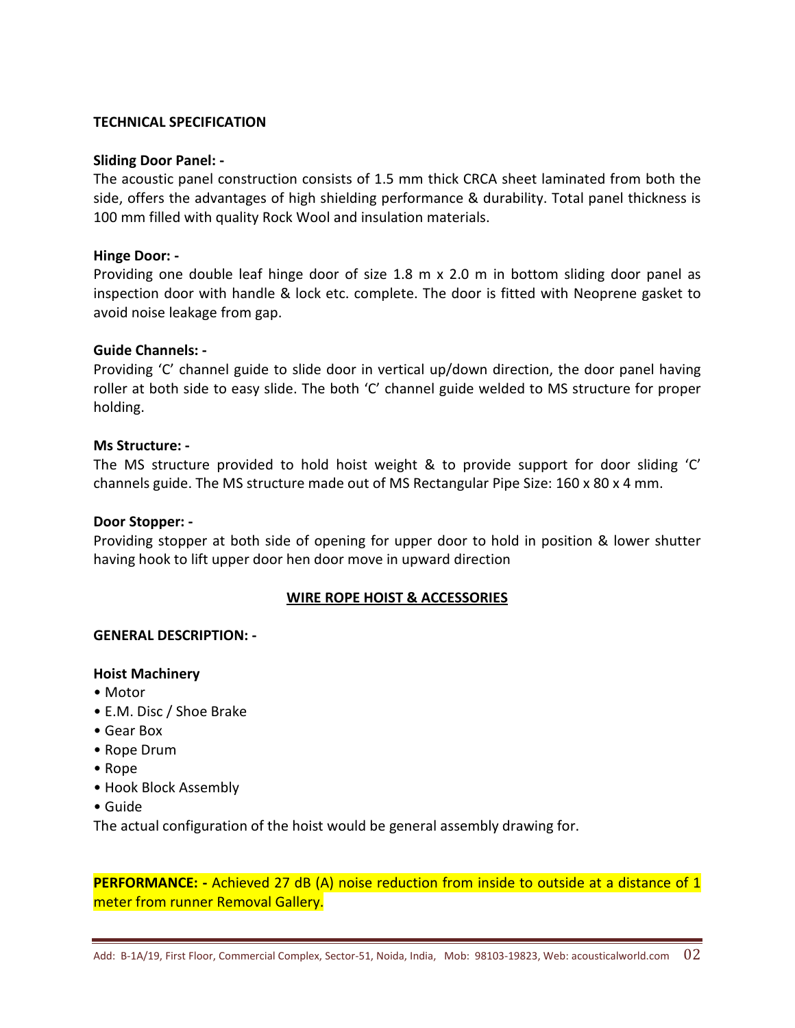**TECHNICAL SPECIFICATION**

**Sliding Door Panel: -**
The acoustic panel construction consists of 1.5 mm thick CRCA sheet laminated from both the side, offers the advantages of high shielding performance & durability. Total panel thickness is 100 mm filled with quality Rock Wool and insulation materials.

**Hinge Door: -**
Providing one double leaf hinge door of size 1.8 m x 2.0 m in bottom sliding door panel as inspection door with handle & lock etc. complete. The door is fitted with Neoprene gasket to avoid noise leakage from gap.

**Guide Channels: -**
Providing 'C' channel guide to slide door in vertical up/down direction, the door panel having roller at both side to easy slide. The both 'C' channel guide welded to MS structure for proper holding.

**Ms Structure: -**
The MS structure provided to hold hoist weight & to provide support for door sliding 'C' channels guide. The MS structure made out of MS Rectangular Pipe Size: 160 x 80 x 4 mm.

**Door Stopper: -**
Providing stopper at both side of opening for upper door to hold in position & lower shutter having hook to lift upper door hen door move in upward direction

## WIRE ROPE HOIST & ACCESSORIES

**GENERAL DESCRIPTION: -**

**Hoist Machinery**

- Motor
- E.M. Disc / Shoe Brake
- Gear Box
- Rope Drum
- Rope
- Hook Block Assembly
- Guide

The actual configuration of the hoist would be general assembly drawing for.

**PERFORMANCE: -** Achieved 27 dB (A) noise reduction from inside to outside at a distance of 1 meter from runner Removal Gallery.